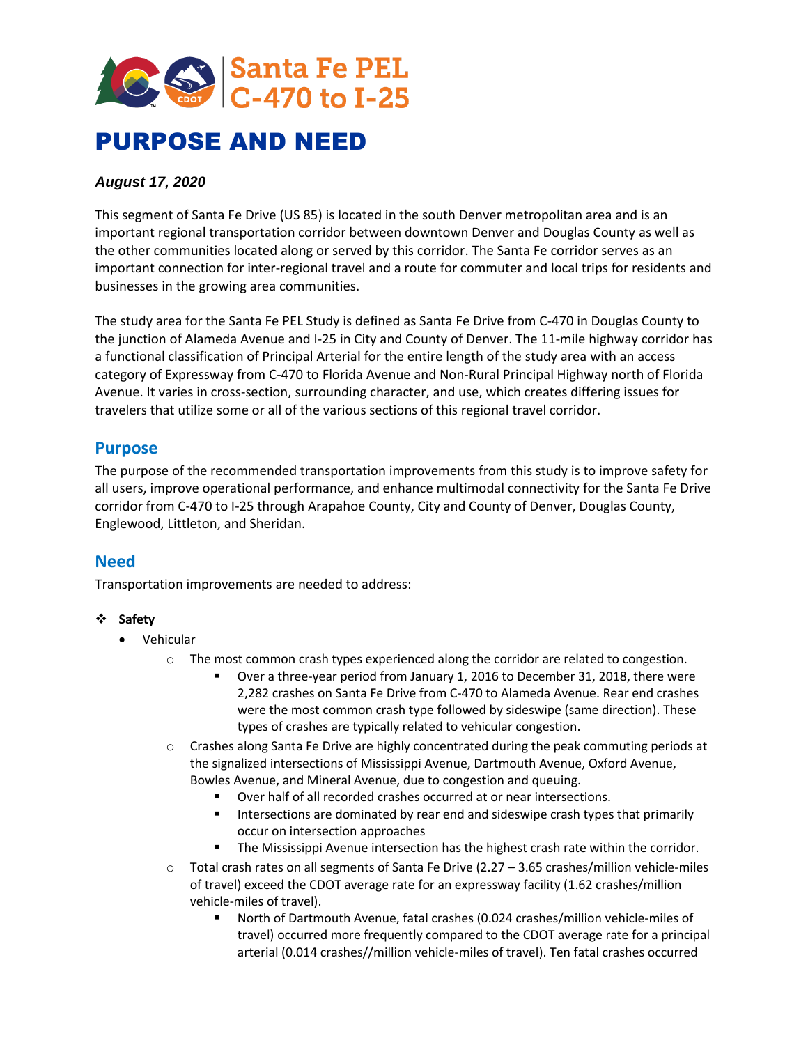Santa Fe PEL
C-470 to I-25

# PURPOSE AND NEED

***August 17, 2020***

This segment of Santa Fe Drive (US 85) is located in the south Denver metropolitan area and is an important regional transportation corridor between downtown Denver and Douglas County as well as the other communities located along or served by this corridor. The Santa Fe corridor serves as an important connection for inter-regional travel and a route for commuter and local trips for residents and businesses in the growing area communities.

The study area for the Santa Fe PEL Study is defined as Santa Fe Drive from C-470 in Douglas County to the junction of Alameda Avenue and I-25 in City and County of Denver. The 11-mile highway corridor has a functional classification of Principal Arterial for the entire length of the study area with an access category of Expressway from C-470 to Florida Avenue and Non-Rural Principal Highway north of Florida Avenue. It varies in cross-section, surrounding character, and use, which creates differing issues for travelers that utilize some or all of the various sections of this regional travel corridor.

## Purpose

The purpose of the recommended transportation improvements from this study is to improve safety for all users, improve operational performance, and enhance multimodal connectivity for the Santa Fe Drive corridor from C-470 to I-25 through Arapahoe County, City and County of Denver, Douglas County, Englewood, Littleton, and Sheridan.

## Need

Transportation improvements are needed to address:

- **Safety**
  - Vehicular
    - The most common crash types experienced along the corridor are related to congestion.
      - Over a three-year period from January 1, 2016 to December 31, 2018, there were 2,282 crashes on Santa Fe Drive from C-470 to Alameda Avenue. Rear end crashes were the most common crash type followed by sideswipe (same direction). These types of crashes are typically related to vehicular congestion.
    - Crashes along Santa Fe Drive are highly concentrated during the peak commuting periods at the signalized intersections of Mississippi Avenue, Dartmouth Avenue, Oxford Avenue, Bowles Avenue, and Mineral Avenue, due to congestion and queuing.
      - Over half of all recorded crashes occurred at or near intersections.
      - Intersections are dominated by rear end and sideswipe crash types that primarily occur on intersection approaches
      - The Mississippi Avenue intersection has the highest crash rate within the corridor.
    - Total crash rates on all segments of Santa Fe Drive (2.27 – 3.65 crashes/million vehicle-miles of travel) exceed the CDOT average rate for an expressway facility (1.62 crashes/million vehicle-miles of travel).
      - North of Dartmouth Avenue, fatal crashes (0.024 crashes/million vehicle-miles of travel) occurred more frequently compared to the CDOT average rate for a principal arterial (0.014 crashes//million vehicle-miles of travel). Ten fatal crashes occurred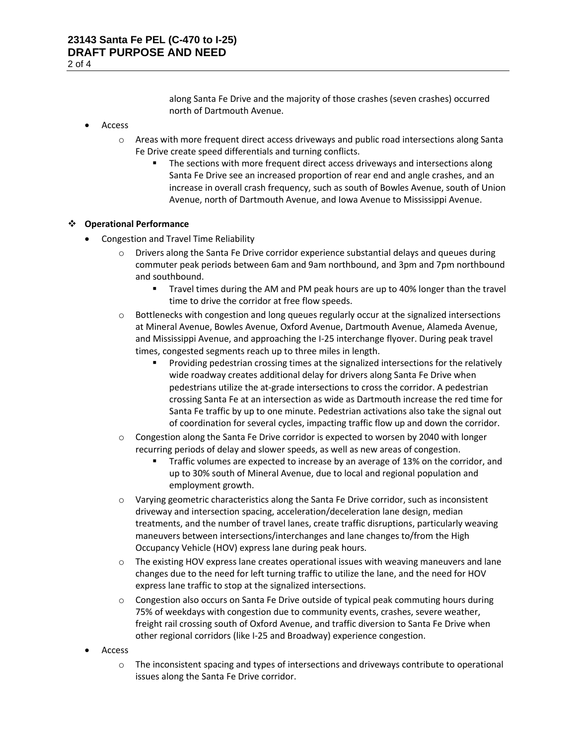along Santa Fe Drive and the majority of those crashes (seven crashes) occurred north of Dartmouth Avenue.

- Access
  - Areas with more frequent direct access driveways and public road intersections along Santa Fe Drive create speed differentials and turning conflicts.
    - The sections with more frequent direct access driveways and intersections along Santa Fe Drive see an increased proportion of rear end and angle crashes, and an increase in overall crash frequency, such as south of Bowles Avenue, south of Union Avenue, north of Dartmouth Avenue, and Iowa Avenue to Mississippi Avenue.

**Operational Performance**

- Congestion and Travel Time Reliability
  - Drivers along the Santa Fe Drive corridor experience substantial delays and queues during commuter peak periods between 6am and 9am northbound, and 3pm and 7pm northbound and southbound.
    - Travel times during the AM and PM peak hours are up to 40% longer than the travel time to drive the corridor at free flow speeds.
  - Bottlenecks with congestion and long queues regularly occur at the signalized intersections at Mineral Avenue, Bowles Avenue, Oxford Avenue, Dartmouth Avenue, Alameda Avenue, and Mississippi Avenue, and approaching the I-25 interchange flyover. During peak travel times, congested segments reach up to three miles in length.
    - Providing pedestrian crossing times at the signalized intersections for the relatively wide roadway creates additional delay for drivers along Santa Fe Drive when pedestrians utilize the at-grade intersections to cross the corridor. A pedestrian crossing Santa Fe at an intersection as wide as Dartmouth increase the red time for Santa Fe traffic by up to one minute. Pedestrian activations also take the signal out of coordination for several cycles, impacting traffic flow up and down the corridor.
  - Congestion along the Santa Fe Drive corridor is expected to worsen by 2040 with longer recurring periods of delay and slower speeds, as well as new areas of congestion.
    - Traffic volumes are expected to increase by an average of 13% on the corridor, and up to 30% south of Mineral Avenue, due to local and regional population and employment growth.
  - Varying geometric characteristics along the Santa Fe Drive corridor, such as inconsistent driveway and intersection spacing, acceleration/deceleration lane design, median treatments, and the number of travel lanes, create traffic disruptions, particularly weaving maneuvers between intersections/interchanges and lane changes to/from the High Occupancy Vehicle (HOV) express lane during peak hours.
  - The existing HOV express lane creates operational issues with weaving maneuvers and lane changes due to the need for left turning traffic to utilize the lane, and the need for HOV express lane traffic to stop at the signalized intersections.
  - Congestion also occurs on Santa Fe Drive outside of typical peak commuting hours during 75% of weekdays with congestion due to community events, crashes, severe weather, freight rail crossing south of Oxford Avenue, and traffic diversion to Santa Fe Drive when other regional corridors (like I-25 and Broadway) experience congestion.
- Access
  - The inconsistent spacing and types of intersections and driveways contribute to operational issues along the Santa Fe Drive corridor.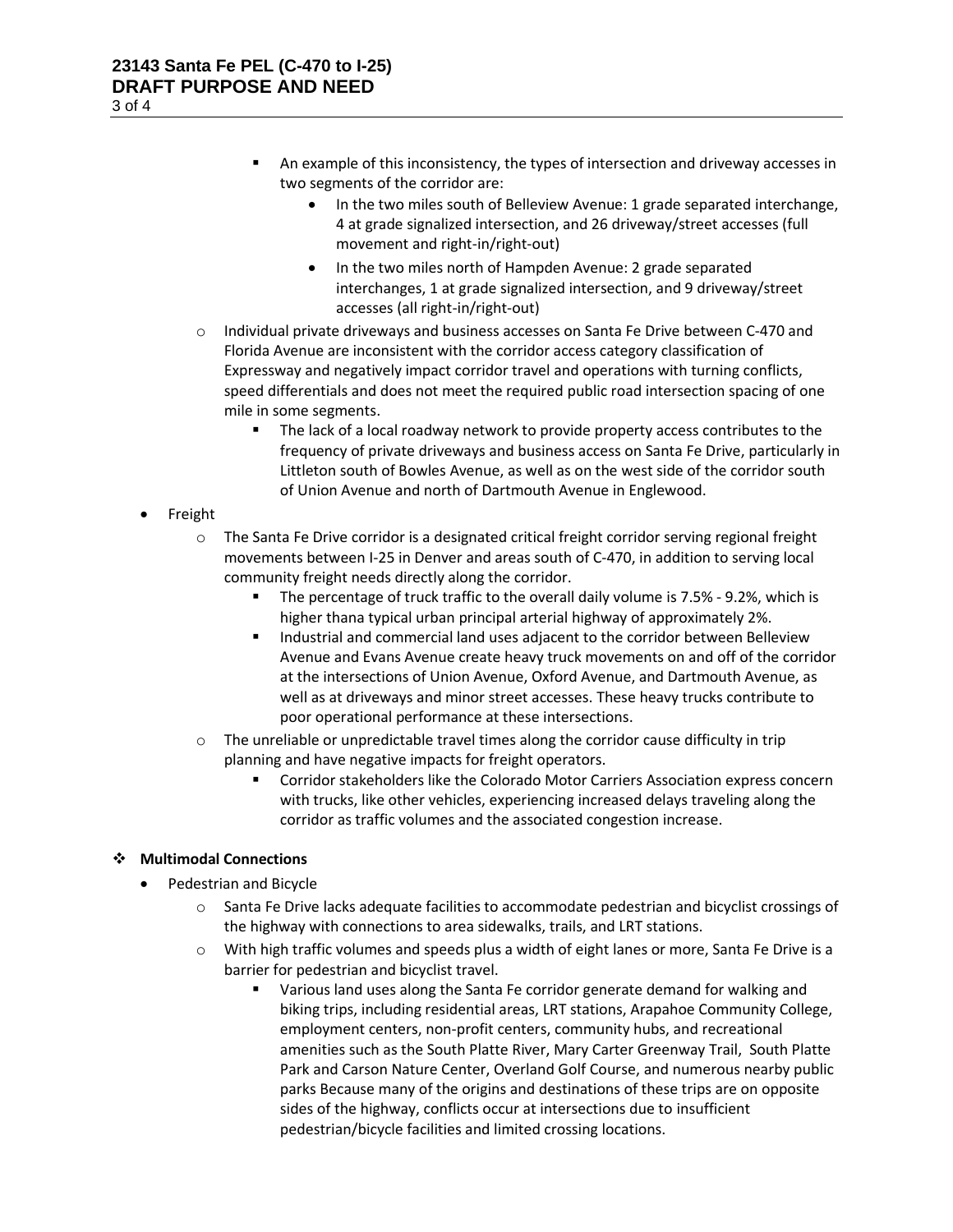- An example of this inconsistency, the types of intersection and driveway accesses in two segments of the corridor are:
            - In the two miles south of Belleview Avenue: 1 grade separated interchange, 4 at grade signalized intersection, and 26 driveway/street accesses (full movement and right-in/right-out)
            - In the two miles north of Hampden Avenue: 2 grade separated interchanges, 1 at grade signalized intersection, and 9 driveway/street accesses (all right-in/right-out)
    - Individual private driveways and business accesses on Santa Fe Drive between C-470 and Florida Avenue are inconsistent with the corridor access category classification of Expressway and negatively impact corridor travel and operations with turning conflicts, speed differentials and does not meet the required public road intersection spacing of one mile in some segments.
        - The lack of a local roadway network to provide property access contributes to the frequency of private driveways and business access on Santa Fe Drive, particularly in Littleton south of Bowles Avenue, as well as on the west side of the corridor south of Union Avenue and north of Dartmouth Avenue in Englewood.
- Freight
    - The Santa Fe Drive corridor is a designated critical freight corridor serving regional freight movements between I-25 in Denver and areas south of C-470, in addition to serving local community freight needs directly along the corridor.
        - The percentage of truck traffic to the overall daily volume is 7.5% - 9.2%, which is higher thana typical urban principal arterial highway of approximately 2%.
        - Industrial and commercial land uses adjacent to the corridor between Belleview Avenue and Evans Avenue create heavy truck movements on and off of the corridor at the intersections of Union Avenue, Oxford Avenue, and Dartmouth Avenue, as well as at driveways and minor street accesses. These heavy trucks contribute to poor operational performance at these intersections.
    - The unreliable or unpredictable travel times along the corridor cause difficulty in trip planning and have negative impacts for freight operators.
        - Corridor stakeholders like the Colorado Motor Carriers Association express concern with trucks, like other vehicles, experiencing increased delays traveling along the corridor as traffic volumes and the associated congestion increase.

- **Multimodal Connections**
    - Pedestrian and Bicycle
        - Santa Fe Drive lacks adequate facilities to accommodate pedestrian and bicyclist crossings of the highway with connections to area sidewalks, trails, and LRT stations.
        - With high traffic volumes and speeds plus a width of eight lanes or more, Santa Fe Drive is a barrier for pedestrian and bicyclist travel.
            - Various land uses along the Santa Fe corridor generate demand for walking and biking trips, including residential areas, LRT stations, Arapahoe Community College, employment centers, non-profit centers, community hubs, and recreational amenities such as the South Platte River, Mary Carter Greenway Trail, South Platte Park and Carson Nature Center, Overland Golf Course, and numerous nearby public parks Because many of the origins and destinations of these trips are on opposite sides of the highway, conflicts occur at intersections due to insufficient pedestrian/bicycle facilities and limited crossing locations.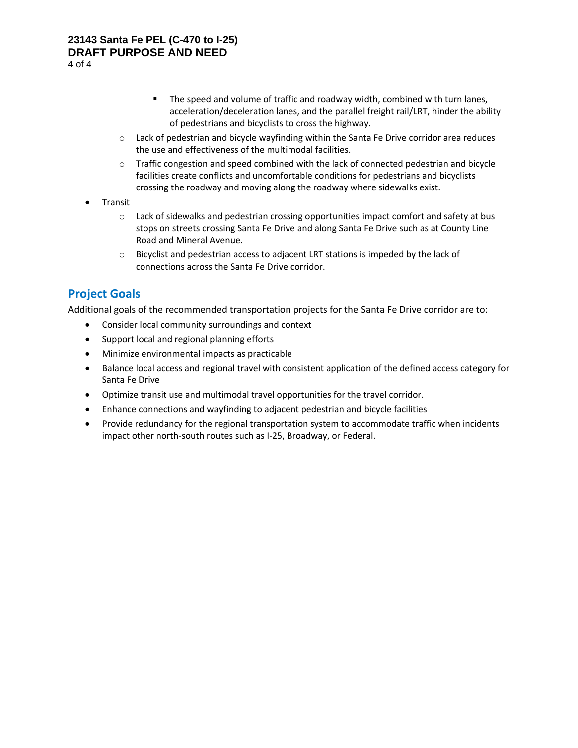- The speed and volume of traffic and roadway width, combined with turn lanes, acceleration/deceleration lanes, and the parallel freight rail/LRT, hinder the ability of pedestrians and bicyclists to cross the highway.
    - Lack of pedestrian and bicycle wayfinding within the Santa Fe Drive corridor area reduces the use and effectiveness of the multimodal facilities.
    - Traffic congestion and speed combined with the lack of connected pedestrian and bicycle facilities create conflicts and uncomfortable conditions for pedestrians and bicyclists crossing the roadway and moving along the roadway where sidewalks exist.
- Transit
    - Lack of sidewalks and pedestrian crossing opportunities impact comfort and safety at bus stops on streets crossing Santa Fe Drive and along Santa Fe Drive such as at County Line Road and Mineral Avenue.
    - Bicyclist and pedestrian access to adjacent LRT stations is impeded by the lack of connections across the Santa Fe Drive corridor.

## Project Goals

Additional goals of the recommended transportation projects for the Santa Fe Drive corridor are to:

- Consider local community surroundings and context
- Support local and regional planning efforts
- Minimize environmental impacts as practicable
- Balance local access and regional travel with consistent application of the defined access category for Santa Fe Drive
- Optimize transit use and multimodal travel opportunities for the travel corridor.
- Enhance connections and wayfinding to adjacent pedestrian and bicycle facilities
- Provide redundancy for the regional transportation system to accommodate traffic when incidents impact other north-south routes such as I-25, Broadway, or Federal.